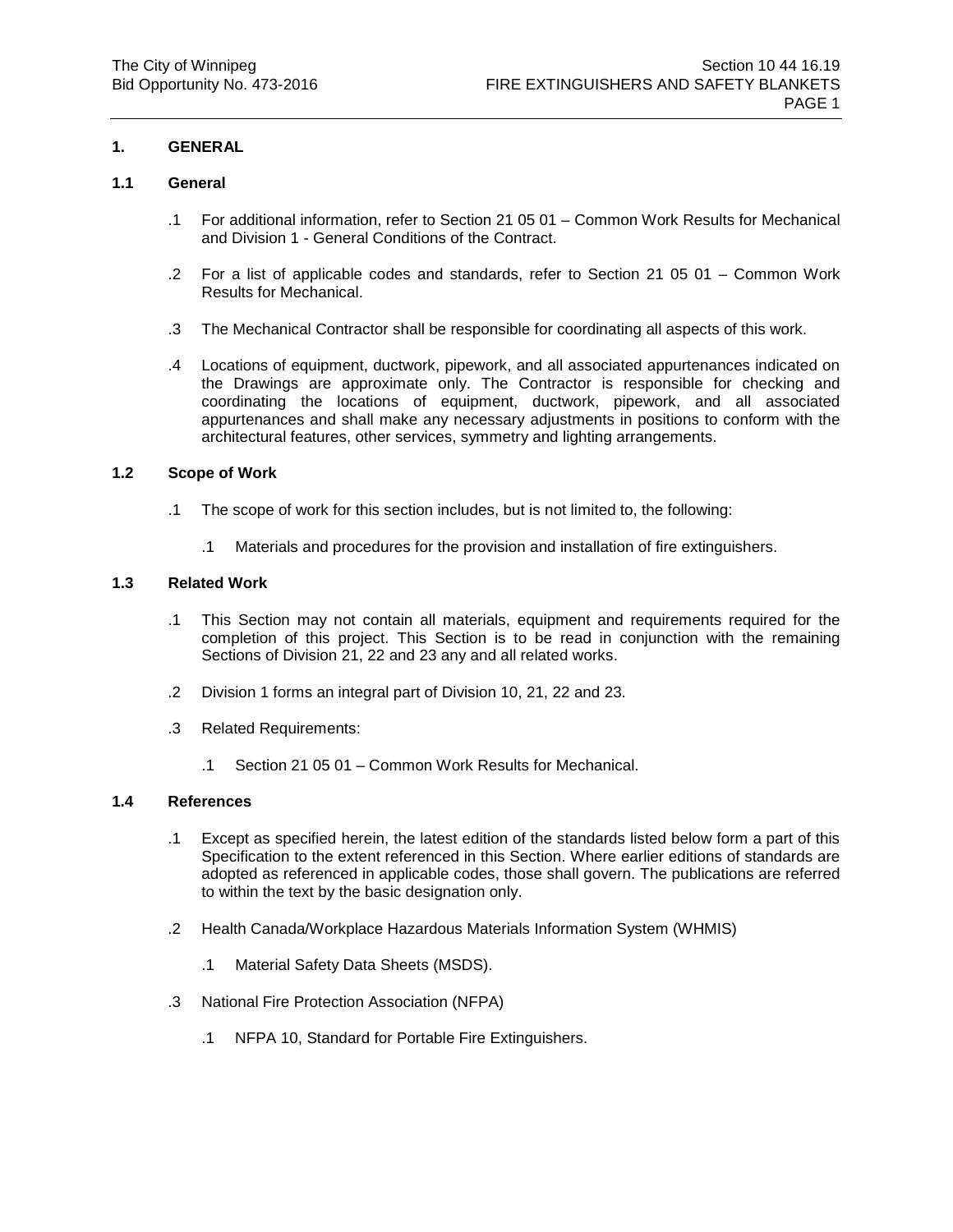# 1. GENERAL

## 1.1 General

.1 For additional information, refer to Section 21 05 01 – Common Work Results for Mechanical and Division 1 - General Conditions of the Contract.

.2 For a list of applicable codes and standards, refer to Section 21 05 01 – Common Work Results for Mechanical.

.3 The Mechanical Contractor shall be responsible for coordinating all aspects of this work.

.4 Locations of equipment, ductwork, pipework, and all associated appurtenances indicated on the Drawings are approximate only. The Contractor is responsible for checking and coordinating the locations of equipment, ductwork, pipework, and all associated appurtenances and shall make any necessary adjustments in positions to conform with the architectural features, other services, symmetry and lighting arrangements.

## 1.2 Scope of Work

.1 The scope of work for this section includes, but is not limited to, the following:

   .1 Materials and procedures for the provision and installation of fire extinguishers.

## 1.3 Related Work

.1 This Section may not contain all materials, equipment and requirements required for the completion of this project. This Section is to be read in conjunction with the remaining Sections of Division 21, 22 and 23 any and all related works.

.2 Division 1 forms an integral part of Division 10, 21, 22 and 23.

.3 Related Requirements:

   .1 Section 21 05 01 – Common Work Results for Mechanical.

## 1.4 References

.1 Except as specified herein, the latest edition of the standards listed below form a part of this Specification to the extent referenced in this Section. Where earlier editions of standards are adopted as referenced in applicable codes, those shall govern. The publications are referred to within the text by the basic designation only.

.2 Health Canada/Workplace Hazardous Materials Information System (WHMIS)

   .1 Material Safety Data Sheets (MSDS).

.3 National Fire Protection Association (NFPA)

   .1 NFPA 10, Standard for Portable Fire Extinguishers.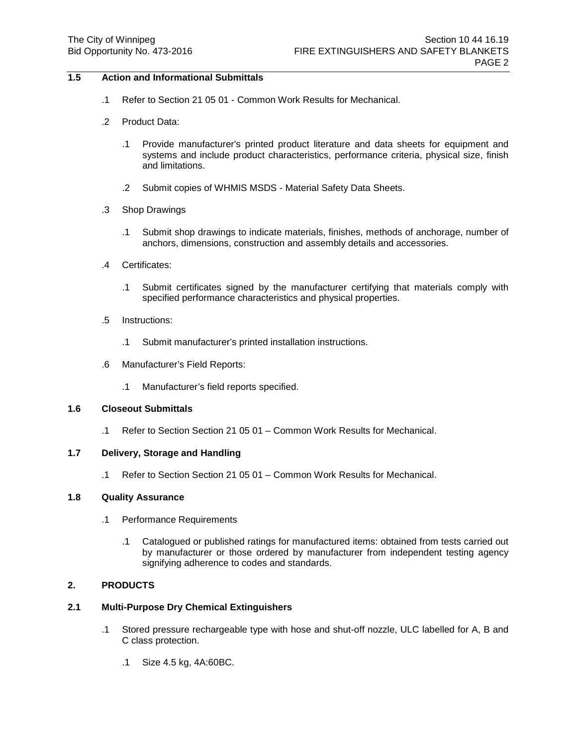## 1.5 Action and Informational Submittals

.1 Refer to Section 21 05 01 - Common Work Results for Mechanical.

.2 Product Data:

  .1 Provide manufacturer's printed product literature and data sheets for equipment and systems and include product characteristics, performance criteria, physical size, finish and limitations.

  .2 Submit copies of WHMIS MSDS - Material Safety Data Sheets.

.3 Shop Drawings

  .1 Submit shop drawings to indicate materials, finishes, methods of anchorage, number of anchors, dimensions, construction and assembly details and accessories.

.4 Certificates:

  .1 Submit certificates signed by the manufacturer certifying that materials comply with specified performance characteristics and physical properties.

.5 Instructions:

  .1 Submit manufacturer's printed installation instructions.

.6 Manufacturer's Field Reports:

  .1 Manufacturer's field reports specified.

## 1.6 Closeout Submittals

.1 Refer to Section Section 21 05 01 – Common Work Results for Mechanical.

## 1.7 Delivery, Storage and Handling

.1 Refer to Section Section 21 05 01 – Common Work Results for Mechanical.

## 1.8 Quality Assurance

.1 Performance Requirements

  .1 Catalogued or published ratings for manufactured items: obtained from tests carried out by manufacturer or those ordered by manufacturer from independent testing agency signifying adherence to codes and standards.

# 2. PRODUCTS

## 2.1 Multi-Purpose Dry Chemical Extinguishers

.1 Stored pressure rechargeable type with hose and shut-off nozzle, ULC labelled for A, B and C class protection.

  .1 Size 4.5 kg, 4A:60BC.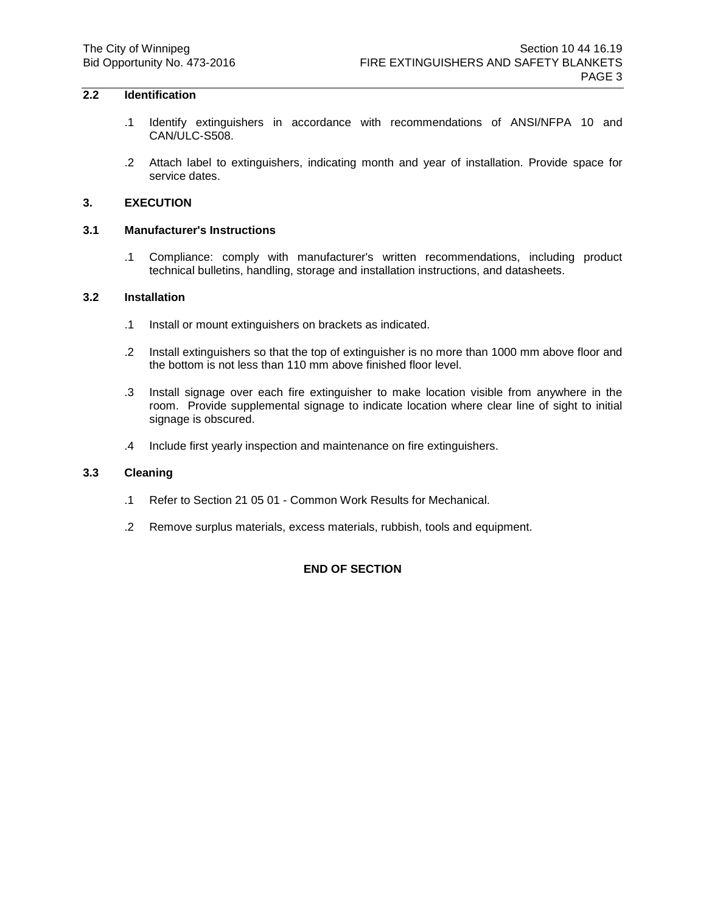### 2.2 Identification

.1 Identify extinguishers in accordance with recommendations of ANSI/NFPA 10 and CAN/ULC-S508.

.2 Attach label to extinguishers, indicating month and year of installation. Provide space for service dates.

## 3. EXECUTION

### 3.1 Manufacturer's Instructions

.1 Compliance: comply with manufacturer's written recommendations, including product technical bulletins, handling, storage and installation instructions, and datasheets.

### 3.2 Installation

.1 Install or mount extinguishers on brackets as indicated.

.2 Install extinguishers so that the top of extinguisher is no more than 1000 mm above floor and the bottom is not less than 110 mm above finished floor level.

.3 Install signage over each fire extinguisher to make location visible from anywhere in the room. Provide supplemental signage to indicate location where clear line of sight to initial signage is obscured.

.4 Include first yearly inspection and maintenance on fire extinguishers.

### 3.3 Cleaning

.1 Refer to Section 21 05 01 - Common Work Results for Mechanical.

.2 Remove surplus materials, excess materials, rubbish, tools and equipment.

**END OF SECTION**